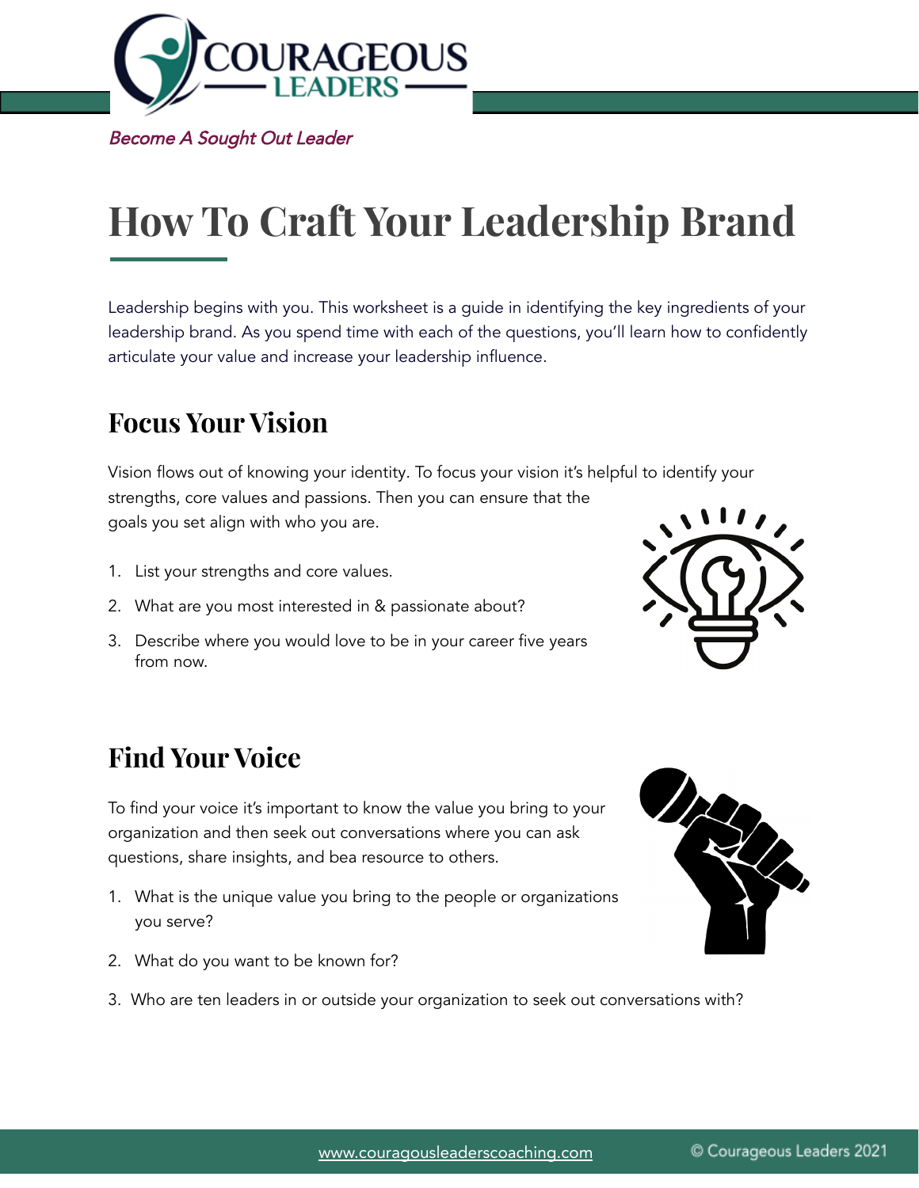*Become A Sought Out Leader*

# How To Craft Your Leadership Brand

Leadership begins with you. This worksheet is a guide in identifying the key ingredients of your leadership brand. As you spend time with each of the questions, you'll learn how to confidently articulate your value and increase your leadership influence.

## Focus Your Vision

Vision flows out of knowing your identity. To focus your vision it's helpful to identify your strengths, core values and passions. Then you can ensure that the goals you set align with who you are.

1. List your strengths and core values.
2. What are you most interested in & passionate about?
3. Describe where you would love to be in your career five years from now.

## Find Your Voice

To find your voice it's important to know the value you bring to your organization and then seek out conversations where you can ask questions, share insights, and bea resource to others.

1. What is the unique value you bring to the people or organizations you serve?
2. What do you want to be known for?
3. Who are ten leaders in or outside your organization to seek out conversations with?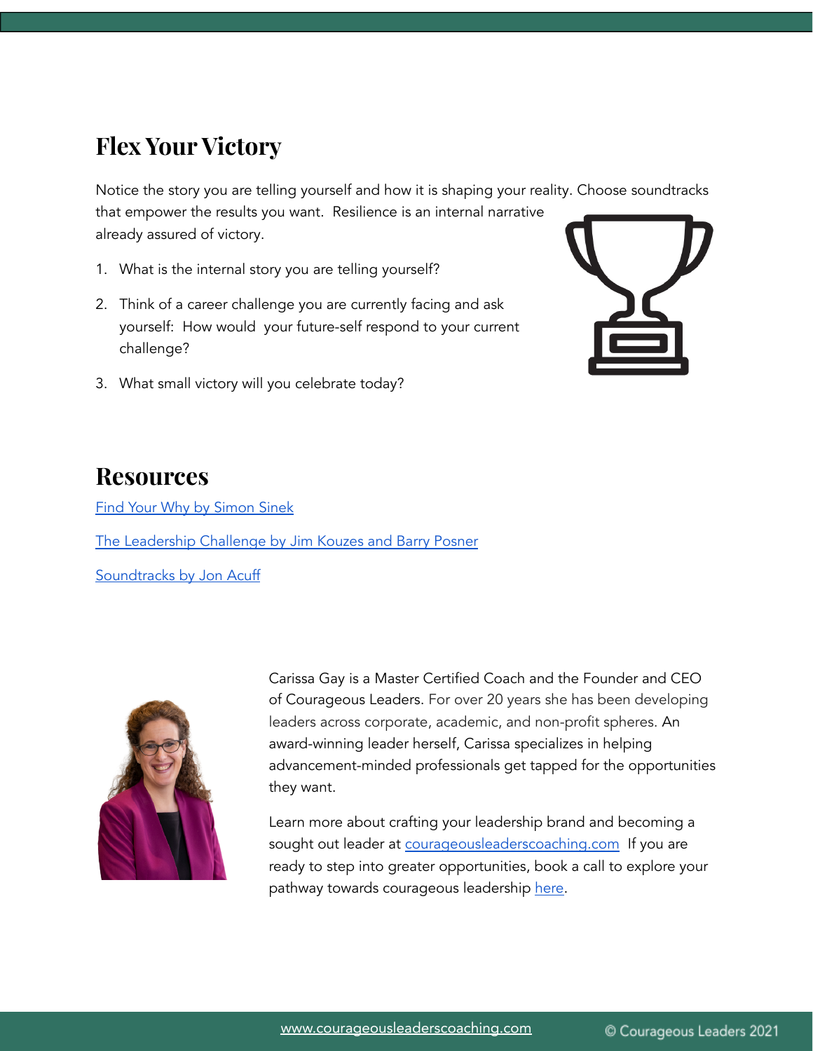## Flex Your Victory

Notice the story you are telling yourself and how it is shaping your reality. Choose soundtracks that empower the results you want. Resilience is an internal narrative already assured of victory.

1. What is the internal story you are telling yourself?
2. Think of a career challenge you are currently facing and ask yourself: How would your future-self respond to your current challenge?
3. What small victory will you celebrate today?

## Resources

Find Your Why by Simon Sinek

The Leadership Challenge by Jim Kouzes and Barry Posner

Soundtracks by Jon Acuff

Carissa Gay is a Master Certified Coach and the Founder and CEO of Courageous Leaders. For over 20 years she has been developing leaders across corporate, academic, and non-profit spheres. An award-winning leader herself, Carissa specializes in helping advancement-minded professionals get tapped for the opportunities they want.

Learn more about crafting your leadership brand and becoming a sought out leader at courageousleaderscoaching.com If you are ready to step into greater opportunities, book a call to explore your pathway towards courageous leadership here.